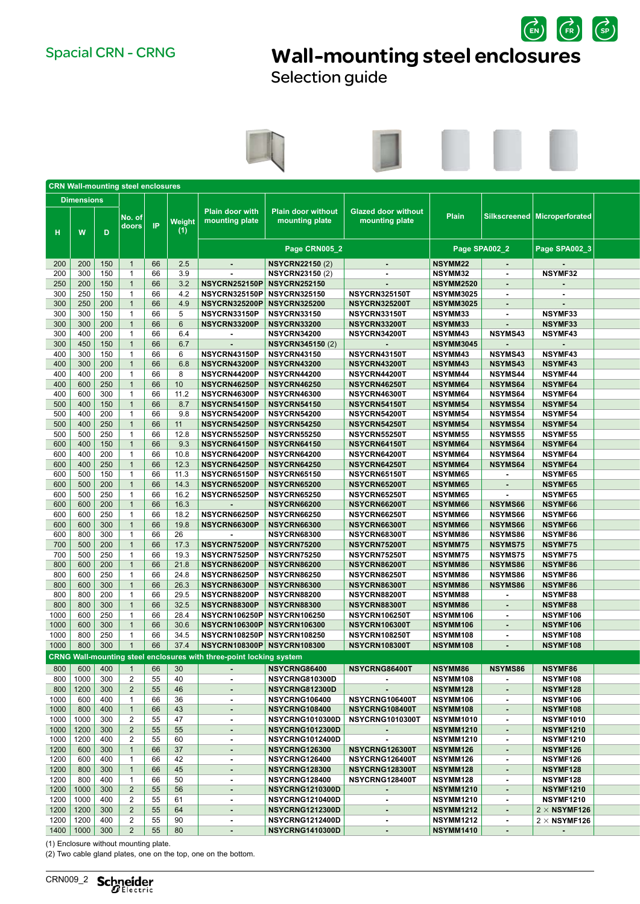Spacial CRN - CRNG

# Wall-mounting steel enclosures

## Selection guide

| CRN Wall-mounting steel enclosures | | | | | | | | | | | |
|---|---|---|---|---|---|---|---|---|---|---|---|
| Dimensions | | | No. of doors | IP | Weight (1) | Plain door with mounting plate | Plain door without mounting plate | Glazed door without mounting plate | Plain | Silkscreened | Microperforated |
| H | W | D | | | | Page CRN005_2 | | | Page SPA002_2 | | Page SPA002_3 |
| 200 | 200 | 150 | 1 | 66 | 2.5 | - | NSYCRN22150 (2) | - | NSYMM22 | - | - |
| 200 | 300 | 150 | 1 | 66 | 3.9 | - | NSYCRN23150 (2) | - | NSYMM32 | - | NSYMF32 |
| 250 | 200 | 150 | 1 | 66 | 3.2 | NSYCRN252150P | NSYCRN252150 | - | NSYMM2520 | - | - |
| 300 | 250 | 150 | 1 | 66 | 4.2 | NSYCRN325150P | NSYCRN325150 | NSYCRN325150T | NSYMM3025 | - | - |
| 300 | 250 | 200 | 1 | 66 | 4.9 | NSYCRN325200P | NSYCRN325200 | NSYCRN325200T | NSYMM3025 | - | - |
| 300 | 300 | 150 | 1 | 66 | 5 | NSYCRN33150P | NSYCRN33150 | NSYCRN33150T | NSYMM33 | - | NSYMF33 |
| 300 | 300 | 200 | 1 | 66 | 6 | NSYCRN33200P | NSYCRN33200 | NSYCRN33200T | NSYMM33 | - | NSYMF33 |
| 300 | 400 | 200 | 1 | 66 | 6.4 | - | NSYCRN34200 | NSYCRN34200T | NSYMM43 | NSYMS43 | NSYMF43 |
| 300 | 450 | 150 | 1 | 66 | 6.7 | - | NSYCRN345150 (2) | - | NSYMM3045 | - | - |
| 400 | 300 | 150 | 1 | 66 | 6 | NSYCRN43150P | NSYCRN43150 | NSYCRN43150T | NSYMM43 | NSYMS43 | NSYMF43 |
| 400 | 300 | 200 | 1 | 66 | 6.8 | NSYCRN43200P | NSYCRN43200 | NSYCRN43200T | NSYMM43 | NSYMS43 | NSYMF43 |
| 400 | 400 | 200 | 1 | 66 | 8 | NSYCRN44200P | NSYCRN44200 | NSYCRN44200T | NSYMM44 | NSYMS44 | NSYMF44 |
| 400 | 600 | 250 | 1 | 66 | 10 | NSYCRN46250P | NSYCRN46250 | NSYCRN46250T | NSYMM64 | NSYMS64 | NSYMF64 |
| 400 | 600 | 300 | 1 | 66 | 11.2 | NSYCRN46300P | NSYCRN46300 | NSYCRN46300T | NSYMM64 | NSYMS64 | NSYMF64 |
| 500 | 400 | 150 | 1 | 66 | 8.7 | NSYCRN54150P | NSYCRN54150 | NSYCRN54150T | NSYMM54 | NSYMS54 | NSYMF54 |
| 500 | 400 | 200 | 1 | 66 | 9.8 | NSYCRN54200P | NSYCRN54200 | NSYCRN54200T | NSYMM54 | NSYMS54 | NSYMF54 |
| 500 | 400 | 250 | 1 | 66 | 11 | NSYCRN54250P | NSYCRN54250 | NSYCRN54250T | NSYMM54 | NSYMS54 | NSYMF54 |
| 500 | 500 | 250 | 1 | 66 | 12.8 | NSYCRN55250P | NSYCRN55250 | NSYCRN55250T | NSYMM55 | NSYMS55 | NSYMF55 |
| 600 | 400 | 150 | 1 | 66 | 9.3 | NSYCRN64150P | NSYCRN64150 | NSYCRN64150T | NSYMM64 | NSYMS64 | NSYMF64 |
| 600 | 400 | 200 | 1 | 66 | 10.8 | NSYCRN64200P | NSYCRN64200 | NSYCRN64200T | NSYMM64 | NSYMS64 | NSYMF64 |
| 600 | 400 | 250 | 1 | 66 | 12.3 | NSYCRN64250P | NSYCRN64250 | NSYCRN64250T | NSYMM64 | NSYMS64 | NSYMF64 |
| 600 | 500 | 150 | 1 | 66 | 11.3 | NSYCRN65150P | NSYCRN65150 | NSYCRN65150T | NSYMM65 | - | NSYMF65 |
| 600 | 500 | 200 | 1 | 66 | 14.3 | NSYCRN65200P | NSYCRN65200 | NSYCRN65200T | NSYMM65 | - | NSYMF65 |
| 600 | 500 | 250 | 1 | 66 | 16.2 | NSYCRN65250P | NSYCRN65250 | NSYCRN65250T | NSYMM65 | - | NSYMF65 |
| 600 | 600 | 200 | 1 | 66 | 16.3 | - | NSYCRN66200 | NSYCRN66200T | NSYMM66 | NSYMS66 | NSYMF66 |
| 600 | 600 | 250 | 1 | 66 | 18.2 | NSYCRN66250P | NSYCRN66250 | NSYCRN66250T | NSYMM66 | NSYMS66 | NSYMF66 |
| 600 | 600 | 300 | 1 | 66 | 19.8 | NSYCRN66300P | NSYCRN66300 | NSYCRN66300T | NSYMM66 | NSYMS66 | NSYMF66 |
| 600 | 800 | 300 | 1 | 66 | 26 | - | NSYCRN68300 | NSYCRN68300T | NSYMM86 | NSYMS86 | NSYMF86 |
| 700 | 500 | 200 | 1 | 66 | 17.3 | NSYCRN75200P | NSYCRN75200 | NSYCRN75200T | NSYMM75 | NSYMS75 | NSYMF75 |
| 700 | 500 | 250 | 1 | 66 | 19.3 | NSYCRN75250P | NSYCRN75250 | NSYCRN75250T | NSYMM75 | NSYMS75 | NSYMF75 |
| 800 | 600 | 200 | 1 | 66 | 21.8 | NSYCRN86200P | NSYCRN86200 | NSYCRN86200T | NSYMM86 | NSYMS86 | NSYMF86 |
| 800 | 600 | 250 | 1 | 66 | 24.8 | NSYCRN86250P | NSYCRN86250 | NSYCRN86250T | NSYMM86 | NSYMS86 | NSYMF86 |
| 800 | 600 | 300 | 1 | 66 | 26.3 | NSYCRN86300P | NSYCRN86300 | NSYCRN86300T | NSYMM86 | NSYMS86 | NSYMF86 |
| 800 | 800 | 200 | 1 | 66 | 29.5 | NSYCRN88200P | NSYCRN88200 | NSYCRN88200T | NSYMM88 | - | NSYMF88 |
| 800 | 800 | 300 | 1 | 66 | 32.5 | NSYCRN88300P | NSYCRN88300 | NSYCRN88300T | NSYMM86 | - | NSYMF88 |
| 1000 | 600 | 250 | 1 | 66 | 28.4 | NSYCRN106250P | NSYCRN106250 | NSYCRN106250T | NSYMM106 | - | NSYMF106 |
| 1000 | 600 | 300 | 1 | 66 | 30.6 | NSYCRN106300P | NSYCRN106300 | NSYCRN106300T | NSYMM106 | - | NSYMF106 |
| 1000 | 800 | 250 | 1 | 66 | 34.5 | NSYCRN108250P | NSYCRN108250 | NSYCRN108250T | NSYMM108 | - | NSYMF108 |
| 1000 | 800 | 300 | 1 | 66 | 37.4 | NSYCRN108300P | NSYCRN108300 | NSYCRN108300T | NSYMM108 | - | NSYMF108 |
| **CRNG Wall-mounting steel enclosures with three-point locking system** | | | | | | | | | | | |
| 800 | 600 | 400 | 1 | 66 | 30 | - | NSYCRNG86400 | NSYCRNG86400T | NSYMM86 | NSYMS86 | NSYMF86 |
| 800 | 1000 | 300 | 2 | 55 | 40 | - | NSYCRNG810300D | - | NSYMM108 | - | NSYMF108 |
| 800 | 1200 | 300 | 2 | 55 | 46 | - | NSYCRNG812300D | - | NSYMM128 | - | NSYMF128 |
| 1000 | 600 | 400 | 1 | 66 | 36 | - | NSYCRNG106400 | NSYCRNG106400T | NSYMM106 | - | NSYMF106 |
| 1000 | 800 | 400 | 1 | 66 | 43 | - | NSYCRNG108400 | NSYCRNG108400T | NSYMM108 | - | NSYMF108 |
| 1000 | 1000 | 300 | 2 | 55 | 47 | - | NSYCRNG1010300D | NSYCRNG1010300T | NSYMM1010 | - | NSYMF1010 |
| 1000 | 1200 | 300 | 2 | 55 | 55 | - | NSYCRNG1012300D | - | NSYMM1210 | - | NSYMF1210 |
| 1000 | 1200 | 400 | 2 | 55 | 60 | - | NSYCRNG1012400D | - | NSYMM1210 | - | NSYMF1210 |
| 1200 | 600 | 300 | 1 | 66 | 37 | - | NSYCRNG126300 | NSYCRNG126300T | NSYMM126 | - | NSYMF126 |
| 1200 | 600 | 400 | 1 | 66 | 42 | - | NSYCRNG126400 | NSYCRNG126400T | NSYMM126 | - | NSYMF126 |
| 1200 | 800 | 300 | 1 | 66 | 45 | - | NSYCRNG128300 | NSYCRNG128300T | NSYMM128 | - | NSYMF128 |
| 1200 | 800 | 400 | 1 | 66 | 50 | - | NSYCRNG128400 | NSYCRNG128400T | NSYMM128 | - | NSYMF128 |
| 1200 | 1000 | 300 | 2 | 55 | 56 | - | NSYCRNG1210300D | - | NSYMM1210 | - | NSYMF1210 |
| 1200 | 1000 | 400 | 2 | 55 | 61 | - | NSYCRNG1210400D | - | NSYMM1210 | - | NSYMF1210 |
| 1200 | 1200 | 300 | 2 | 55 | 64 | - | NSYCRNG1212300D | - | NSYMM1212 | - | 2 × NSYMF126 |
| 1200 | 1200 | 400 | 2 | 55 | 90 | - | NSYCRNG1212400D | - | NSYMM1212 | - | 2 × NSYMF126 |
| 1400 | 1000 | 300 | 2 | 55 | 80 | - | NSYCRNG1410300D | - | NSYMM1410 | - | - |

(1) Enclosure without mounting plate.
(2) Two cable gland plates, one on the top, one on the bottom.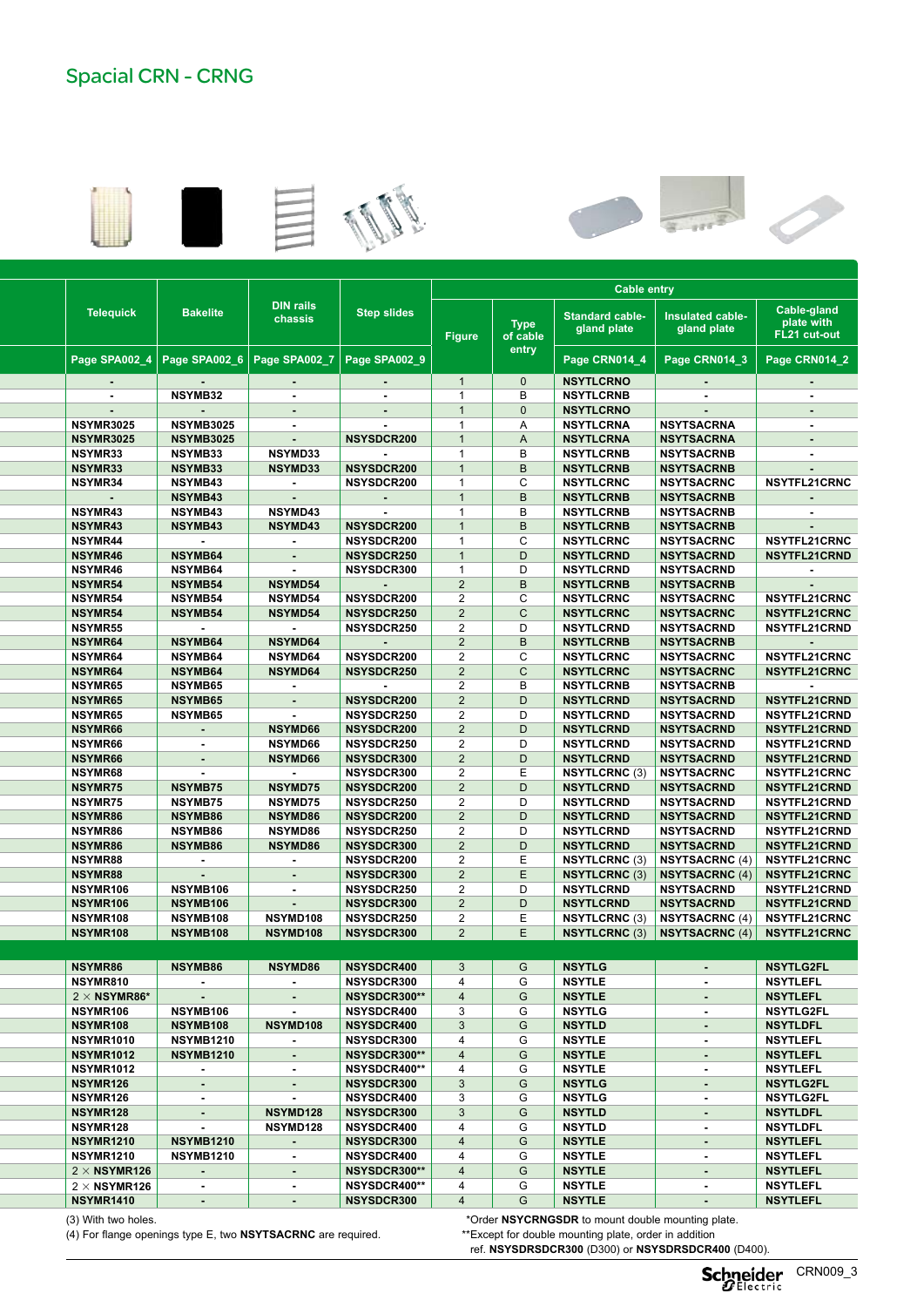# Spacial CRN - CRNG

| Telequick | Bakelite | DIN rails chassis | Step slides | Cable entry | | | | |
|---|---|---|---|---|---|---|---|---|
| | | | | Figure | Type of cable entry | Standard cable-gland plate | Insulated cable-gland plate | Cable-gland plate with FL21 cut-out |
| Page SPA002_4 | Page SPA002_6 | Page SPA002_7 | Page SPA002_9 | | | Page CRN014_4 | Page CRN014_3 | Page CRN014_2 |
| - | - | - | - | 1 | 0 | NSYTLCRNO | - | - |
| - | NSYMB32 | - | - | 1 | B | NSYTLCRNB | - | - |
| - | - | - | - | 1 | 0 | NSYTLCRNO | - | - |
| NSYMR3025 | NSYMB3025 | - | - | 1 | A | NSYTLCRNA | NSYTSACRNA | - |
| NSYMR3025 | NSYMB3025 | - | NSYSDCR200 | 1 | A | NSYTLCRNA | NSYTSACRNA | - |
| NSYMR33 | NSYMB33 | NSYMD33 | - | 1 | B | NSYTLCRNB | NSYTSACRNB | - |
| NSYMR33 | NSYMB33 | NSYMD33 | NSYSDCR200 | 1 | B | NSYTLCRNB | NSYTSACRNB | - |
| NSYMR34 | NSYMB43 | - | NSYSDCR200 | 1 | C | NSYTLCRNC | NSYTSACRNC | NSYTFL21CRNC |
| - | NSYMB43 | - | - | 1 | B | NSYTLCRNB | NSYTSACRNB | - |
| NSYMR43 | NSYMB43 | NSYMD43 | - | 1 | B | NSYTLCRNB | NSYTSACRNB | - |
| NSYMR43 | NSYMB43 | NSYMD43 | NSYSDCR200 | 1 | B | NSYTLCRNB | NSYTSACRNB | - |
| NSYMR44 | - | - | NSYSDCR200 | 1 | C | NSYTLCRNC | NSYTSACRNC | NSYTFL21CRNC |
| NSYMR46 | NSYMB64 | - | NSYSDCR250 | 1 | D | NSYTLCRND | NSYTSACRND | NSYTFL21CRND |
| NSYMR46 | NSYMB64 | - | NSYSDCR300 | 1 | D | NSYTLCRND | NSYTSACRND | - |
| NSYMR54 | NSYMB54 | NSYMD54 | - | 2 | B | NSYTLCRNB | NSYTSACRNB | - |
| NSYMR54 | NSYMB54 | NSYMD54 | NSYSDCR200 | 2 | C | NSYTLCRNC | NSYTSACRNC | NSYTFL21CRNC |
| NSYMR54 | NSYMB54 | NSYMD54 | NSYSDCR250 | 2 | C | NSYTLCRNC | NSYTSACRNC | NSYTFL21CRNC |
| NSYMR55 | - | - | NSYSDCR250 | 2 | D | NSYTLCRND | NSYTSACRND | NSYTFL21CRND |
| NSYMR64 | NSYMB64 | NSYMD64 | - | 2 | B | NSYTLCRNB | NSYTSACRNB | - |
| NSYMR64 | NSYMB64 | NSYMD64 | NSYSDCR200 | 2 | C | NSYTLCRNC | NSYTSACRNC | NSYTFL21CRNC |
| NSYMR64 | NSYMB64 | NSYMD64 | NSYSDCR250 | 2 | C | NSYTLCRNC | NSYTSACRNC | NSYTFL21CRNC |
| NSYMR65 | NSYMB65 | - | - | 2 | B | NSYTLCRNB | NSYTSACRNB | - |
| NSYMR65 | NSYMB65 | - | NSYSDCR200 | 2 | D | NSYTLCRND | NSYTSACRND | NSYTFL21CRND |
| NSYMR65 | NSYMB65 | - | NSYSDCR250 | 2 | D | NSYTLCRND | NSYTSACRND | NSYTFL21CRND |
| NSYMR66 | - | NSYMD66 | NSYSDCR200 | 2 | D | NSYTLCRND | NSYTSACRND | NSYTFL21CRND |
| NSYMR66 | - | NSYMD66 | NSYSDCR250 | 2 | D | NSYTLCRND | NSYTSACRND | NSYTFL21CRND |
| NSYMR66 | - | NSYMD66 | NSYSDCR300 | 2 | D | NSYTLCRND | NSYTSACRND | NSYTFL21CRND |
| NSYMR68 | - | - | NSYSDCR300 | 2 | E | NSYTLCRNC (3) | NSYTSACRNC | NSYTFL21CRNC |
| NSYMR75 | NSYMB75 | NSYMD75 | NSYSDCR200 | 2 | D | NSYTLCRND | NSYTSACRND | NSYTFL21CRND |
| NSYMR75 | NSYMB75 | NSYMD75 | NSYSDCR250 | 2 | D | NSYTLCRND | NSYTSACRND | NSYTFL21CRND |
| NSYMR86 | NSYMB86 | NSYMD86 | NSYSDCR200 | 2 | D | NSYTLCRND | NSYTSACRND | NSYTFL21CRND |
| NSYMR86 | NSYMB86 | NSYMD86 | NSYSDCR250 | 2 | D | NSYTLCRND | NSYTSACRND | NSYTFL21CRND |
| NSYMR86 | NSYMB86 | NSYMD86 | NSYSDCR300 | 2 | D | NSYTLCRND | NSYTSACRND | NSYTFL21CRND |
| NSYMR88 | - | - | NSYSDCR200 | 2 | E | NSYTLCRNC (3) | NSYTSACRNC (4) | NSYTFL21CRNC |
| NSYMR88 | - | - | NSYSDCR300 | 2 | E | NSYTLCRNC (3) | NSYTSACRNC (4) | NSYTFL21CRNC |
| NSYMR106 | NSYMB106 | - | NSYSDCR250 | 2 | D | NSYTLCRND | NSYTSACRND | NSYTFL21CRND |
| NSYMR106 | NSYMB106 | - | NSYSDCR300 | 2 | D | NSYTLCRND | NSYTSACRND | NSYTFL21CRND |
| NSYMR108 | NSYMB108 | NSYMD108 | NSYSDCR250 | 2 | E | NSYTLCRNC (3) | NSYTSACRNC (4) | NSYTFL21CRNC |
| NSYMR108 | NSYMB108 | NSYMD108 | NSYSDCR300 | 2 | E | NSYTLCRNC (3) | NSYTSACRNC (4) | NSYTFL21CRNC |
| | | | | | | | | |
| NSYMR86 | NSYMB86 | NSYMD86 | NSYSDCR400 | 3 | G | NSYTLG | - | NSYTLG2FL |
| NSYMR810 | - | - | NSYSDCR300 | 4 | G | NSYTLE | - | NSYTLEFL |
| 2 × NSYMR86* | - | - | NSYSDCR300** | 4 | G | NSYTLE | - | NSYTLEFL |
| NSYMR106 | NSYMB106 | - | NSYSDCR400 | 3 | G | NSYTLG | - | NSYTLG2FL |
| NSYMR108 | NSYMB108 | NSYMD108 | NSYSDCR400 | 3 | G | NSYTLD | - | NSYTLDFL |
| NSYMR1010 | NSYMB1210 | - | NSYSDCR300 | 4 | G | NSYTLE | - | NSYTLEFL |
| NSYMR1012 | NSYMB1210 | - | NSYSDCR300** | 4 | G | NSYTLE | - | NSYTLEFL |
| NSYMR1012 | - | - | NSYSDCR400** | 4 | G | NSYTLE | - | NSYTLEFL |
| NSYMR126 | - | - | NSYSDCR300 | 3 | G | NSYTLG | - | NSYTLG2FL |
| NSYMR126 | - | - | NSYSDCR400 | 3 | G | NSYTLG | - | NSYTLG2FL |
| NSYMR128 | - | NSYMD128 | NSYSDCR300 | 3 | G | NSYTLD | - | NSYTLDFL |
| NSYMR128 | - | NSYMD128 | NSYSDCR400 | 4 | G | NSYTLD | - | NSYTLDFL |
| NSYMR1210 | NSYMB1210 | - | NSYSDCR300 | 4 | G | NSYTLE | - | NSYTLEFL |
| NSYMR1210 | NSYMB1210 | - | NSYSDCR400 | 4 | G | NSYTLE | - | NSYTLEFL |
| 2 × NSYMR126 | - | - | NSYSDCR300** | 4 | G | NSYTLE | - | NSYTLEFL |
| 2 × NSYMR126 | - | - | NSYSDCR400** | 4 | G | NSYTLE | - | NSYTLEFL |
| NSYMR1410 | - | - | NSYSDCR300 | 4 | G | NSYTLE | - | NSYTLEFL |

(3) With two holes.
(4) For flange openings type E, two **NSYTSACRNC** are required.

*Order **NSYCRNGSDR** to mount double mounting plate.
**Except for double mounting plate, order in addition ref. **NSYSDRSDCR300** (D300) or **NSYSDRSDCR400** (D400).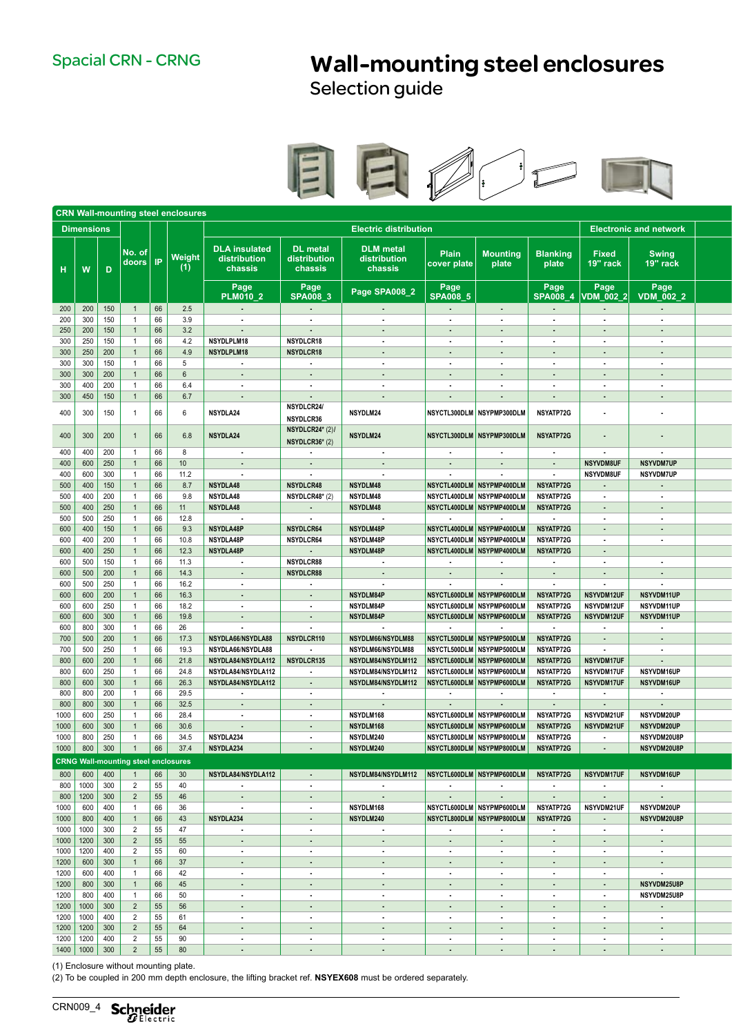Spacial CRN - CRNG

# Wall-mounting steel enclosures

## Selection guide

| Dimensions | | | | | | Electric distribution | | | | | | Electronic and network | |
|---|---|---|---|---|---|---|---|---|---|---|---|---|---|
| H | W | D | No. of doors | IP | Weight (1) | DLA insulated distribution chassis | DL metal distribution chassis | DLM metal distribution chassis | Plain cover plate | Mounting plate | Blanking plate | Fixed 19" rack | Swing 19" rack |
| | | | | | | Page PLM010_2 | Page SPA008_3 | Page SPA008_2 | Page SPA008_5 | | Page SPA008_4 | Page VDM_002_2 | Page VDM_002_2 |
| **CRN Wall-mounting steel enclosures** | | | | | | | | | | | | | |
| 200 | 200 | 150 | 1 | 66 | 2.5 | - | - | - | - | - | - | - | - |
| 200 | 300 | 150 | 1 | 66 | 3.9 | - | - | - | - | - | - | - | - |
| 250 | 200 | 150 | 1 | 66 | 3.2 | - | - | - | - | - | - | - | - |
| 300 | 250 | 150 | 1 | 66 | 4.2 | NSYDLPLM18 | NSYDLCR18 | - | - | - | - | - | - |
| 300 | 250 | 200 | 1 | 66 | 4.9 | NSYDLPLM18 | NSYDLCR18 | - | - | - | - | - | - |
| 300 | 300 | 150 | 1 | 66 | 5 | - | - | - | - | - | - | - | - |
| 300 | 300 | 200 | 1 | 66 | 6 | - | - | - | - | - | - | - | - |
| 300 | 400 | 200 | 1 | 66 | 6.4 | - | - | - | - | - | - | - | - |
| 300 | 450 | 150 | 1 | 66 | 6.7 | - | - | - | - | - | - | - | - |
| 400 | 300 | 150 | 1 | 66 | 6 | NSYDLA24 | NSYDLCR24/ NSYDLCR36 | NSYDLM24 | NSYCTL300DLM | NSYPMP300DLM | NSYATP72G | - | - |
| 400 | 300 | 200 | 1 | 66 | 6.8 | NSYDLA24 | NSYDLCR24* (2)/ NSYDLCR36* (2) | NSYDLM24 | NSYCTL300DLM | NSYPMP300DLM | NSYATP72G | - | - |
| 400 | 400 | 200 | 1 | 66 | 8 | - | - | - | - | - | - | - | - |
| 400 | 600 | 250 | 1 | 66 | 10 | - | - | - | - | - | - | NSYVDM8UF | NSYVDM7UP |
| 400 | 600 | 300 | 1 | 66 | 11.2 | - | - | - | - | - | - | NSYVDM8UF | NSYVDM7UP |
| 500 | 400 | 150 | 1 | 66 | 8.7 | NSYDLA48 | NSYDLCR48 | NSYDLM48 | NSYCTL400DLM | NSYPMP400DLM | NSYATP72G | - | - |
| 500 | 400 | 200 | 1 | 66 | 9.8 | NSYDLA48 | NSYDLCR48* (2) | NSYDLM48 | NSYCTL400DLM | NSYPMP400DLM | NSYATP72G | - | - |
| 500 | 400 | 250 | 1 | 66 | 11 | NSYDLA48 | - | NSYDLM48 | NSYCTL400DLM | NSYPMP400DLM | NSYATP72G | - | - |
| 500 | 500 | 250 | 1 | 66 | 12.8 | - | - | - | - | - | - | - | - |
| 600 | 400 | 150 | 1 | 66 | 9.3 | NSYDLA48P | NSYDLCR64 | NSYDLM48P | NSYCTL400DLM | NSYPMP400DLM | NSYATP72G | - | - |
| 600 | 400 | 200 | 1 | 66 | 10.8 | NSYDLA48P | NSYDLCR64 | NSYDLM48P | NSYCTL400DLM | NSYPMP400DLM | NSYATP72G | - | - |
| 600 | 400 | 250 | 1 | 66 | 12.3 | NSYDLA48P | - | NSYDLM48P | NSYCTL400DLM | NSYPMP400DLM | NSYATP72G | - | |
| 600 | 500 | 150 | 1 | 66 | 11.3 | - | NSYDLCR88 | - | - | - | - | - | - |
| 600 | 500 | 200 | 1 | 66 | 14.3 | - | NSYDLCR88 | - | - | - | - | - | - |
| 600 | 500 | 250 | 1 | 66 | 16.2 | - | - | - | - | - | - | - | - |
| 600 | 600 | 200 | 1 | 66 | 16.3 | - | - | NSYDLM84P | NSYCTL600DLM | NSYPMP600DLM | NSYATP72G | NSYVDM12UF | NSYVDM11UP |
| 600 | 600 | 250 | 1 | 66 | 18.2 | - | - | NSYDLM84P | NSYCTL600DLM | NSYPMP600DLM | NSYATP72G | NSYVDM12UF | NSYVDM11UP |
| 600 | 600 | 300 | 1 | 66 | 19.8 | - | - | NSYDLM84P | NSYCTL600DLM | NSYPMP600DLM | NSYATP72G | NSYVDM12UF | NSYVDM11UP |
| 600 | 800 | 300 | 1 | 66 | 26 | - | - | - | - | - | - | - | - |
| 700 | 500 | 200 | 1 | 66 | 17.3 | NSYDLA66/NSYDLA88 | NSYDLCR110 | NSYDLM66/NSYDLM88 | NSYCTL500DLM | NSYPMP500DLM | NSYATP72G | - | - |
| 700 | 500 | 250 | 1 | 66 | 19.3 | NSYDLA66/NSYDLA88 | - | NSYDLM66/NSYDLM88 | NSYCTL500DLM | NSYPMP500DLM | NSYATP72G | - | - |
| 800 | 600 | 200 | 1 | 66 | 21.8 | NSYDLA84/NSYDLA112 | NSYDLCR135 | NSYDLM84/NSYDLM112 | NSYCTL600DLM | NSYPMP600DLM | NSYATP72G | NSYVDM17UF | - |
| 800 | 600 | 250 | 1 | 66 | 24.8 | NSYDLA84/NSYDLA112 | - | NSYDLM84/NSYDLM112 | NSYCTL600DLM | NSYPMP600DLM | NSYATP72G | NSYVDM17UF | NSYVDM16UP |
| 800 | 600 | 300 | 1 | 66 | 26.3 | NSYDLA84/NSYDLA112 | - | NSYDLM84/NSYDLM112 | NSYCTL600DLM | NSYPMP600DLM | NSYATP72G | NSYVDM17UF | NSYVDM16UP |
| 800 | 800 | 200 | 1 | 66 | 29.5 | - | - | - | - | - | - | - | - |
| 800 | 800 | 300 | 1 | 66 | 32.5 | - | - | - | - | - | - | - | - |
| 1000 | 600 | 250 | 1 | 66 | 28.4 | - | - | NSYDLM168 | NSYCTL600DLM | NSYPMP600DLM | NSYATP72G | NSYVDM21UF | NSYVDM20UP |
| 1000 | 600 | 300 | 1 | 66 | 30.6 | - | - | NSYDLM168 | NSYCTL600DLM | NSYPMP600DLM | NSYATP72G | NSYVDM21UF | NSYVDM20UP |
| 1000 | 800 | 250 | 1 | 66 | 34.5 | NSYDLA234 | - | NSYDLM240 | NSYCTL800DLM | NSYPMP800DLM | NSYATP72G | - | NSYVDM20U8P |
| 1000 | 800 | 300 | 1 | 66 | 37.4 | NSYDLA234 | - | NSYDLM240 | NSYCTL800DLM | NSYPMP800DLM | NSYATP72G | - | NSYVDM20U8P |
| **CRNG Wall-mounting steel enclosures** | | | | | | | | | | | | | |
| 800 | 600 | 400 | 1 | 66 | 30 | NSYDLA84/NSYDLA112 | - | NSYDLM84/NSYDLM112 | NSYCTL600DLM | NSYPMP600DLM | NSYATP72G | NSYVDM17UF | NSYVDM16UP |
| 800 | 1000 | 300 | 2 | 55 | 40 | - | - | - | - | - | - | - | - |
| 800 | 1200 | 300 | 2 | 55 | 46 | - | - | - | - | - | - | - | - |
| 1000 | 600 | 400 | 1 | 66 | 36 | - | - | NSYDLM168 | NSYCTL600DLM | NSYPMP600DLM | NSYATP72G | NSYVDM21UF | NSYVDM20UP |
| 1000 | 800 | 400 | 1 | 66 | 43 | NSYDLA234 | - | NSYDLM240 | NSYCTL800DLM | NSYPMP800DLM | NSYATP72G | - | NSYVDM20U8P |
| 1000 | 1000 | 300 | 2 | 55 | 47 | - | - | - | - | - | - | - | - |
| 1000 | 1200 | 300 | 2 | 55 | 55 | - | - | - | - | - | - | - | - |
| 1000 | 1200 | 400 | 2 | 55 | 60 | - | - | - | - | - | - | - | - |
| 1200 | 600 | 300 | 1 | 66 | 37 | - | - | - | - | - | - | - | - |
| 1200 | 600 | 400 | 1 | 66 | 42 | - | - | - | - | - | - | - | - |
| 1200 | 800 | 300 | 1 | 66 | 45 | - | - | - | - | - | - | - | NSYVDM25U8P |
| 1200 | 800 | 400 | 1 | 66 | 50 | - | - | - | - | - | - | - | NSYVDM25U8P |
| 1200 | 1000 | 300 | 2 | 55 | 56 | - | - | - | - | - | - | - | - |
| 1200 | 1000 | 400 | 2 | 55 | 61 | - | - | - | - | - | - | - | - |
| 1200 | 1200 | 300 | 2 | 55 | 64 | - | - | - | - | - | - | - | - |
| 1200 | 1200 | 400 | 2 | 55 | 90 | - | - | - | - | - | - | - | - |
| 1400 | 1000 | 300 | 2 | 55 | 80 | - | - | - | - | - | - | - | - |

(1) Enclosure without mounting plate.
(2) To be coupled in 200 mm depth enclosure, the lifting bracket ref. **NSYEX608** must be ordered separately.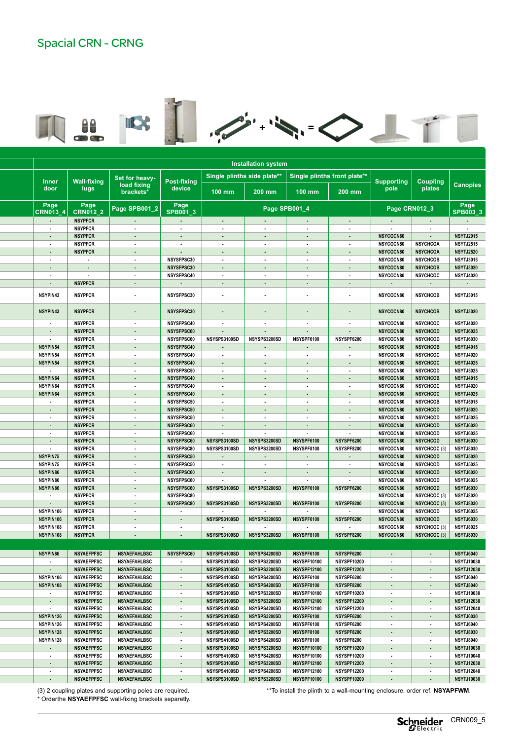# Spacial CRN - CRNG

| Installation system | | | | | | | | | | | |
|---|---|---|---|---|---|---|---|---|---|---|---|
| Inner door | Wall-fixing lugs | Set for heavy-load fixing brackets* | Post-fixing device | Single plinths side plate** | | Single plinths front plate** | | Supporting pole | Coupling plates | Canopies |
| | | | | 100 mm | 200 mm | 100 mm | 200 mm | | | |
| Page CRN013_4 | Page CRN012_2 | Page SPB001_2 | Page SPB001_3 | Page SPB001_4 | | | | Page CRN012_3 | | Page SPB003_3 |
| - | NSYPFCR | - | - | - | - | - | - | - | - | - |
| - | NSYPFCR | - | - | - | - | - | - | - | - | - |
| - | NSYPFCR | - | - | - | - | - | - | NSYCOCN80 | - | NSYTJ2015 |
| - | NSYPFCR | - | - | - | - | - | - | NSYCOCN80 | NSYCHCOA | NSYTJ2515 |
| - | NSYPFCR | - | - | - | - | - | - | NSYCOCN80 | NSYCHCOA | NSYTJ2520 |
| - | - | - | NSYSFPSC30 | - | - | - | - | NSYCOCN80 | NSYCHCOB | NSYTJ3015 |
| - | - | - | NSYSFPSC30 | - | - | - | - | NSYCOCN80 | NSYCHCOB | NSYTJ3020 |
| - | - | - | NSYSFPSC40 | - | - | - | - | NSYCOCN80 | NSYCHCOC | NSYTJ4020 |
| - | NSYPFCR | - | - | - | - | - | - | - | - | - |
| NSYPIN43 | NSYPFCR | - | NSYSFPSC30 | - | - | - | - | NSYCOCN80 | NSYCHCOB | NSYTJ3015 |
| NSYPIN43 | NSYPFCR | - | NSYSFPSC30 | - | - | - | - | NSYCOCN80 | NSYCHCOB | NSYTJ3020 |
| - | NSYPFCR | - | NSYSFPSC40 | - | - | - | - | NSYCOCN80 | NSYCHCOC | NSYTJ4020 |
| - | NSYPFCR | - | NSYSFPSC60 | - | - | - | - | NSYCOCN80 | NSYCHCOD | NSYTJ6025 |
| - | NSYPFCR | - | NSYSFPSC60 | NSYSPS3100SD | NSYSPS3200SD | NSYSPF6100 | NSYSPF6200 | NSYCOCN80 | NSYCHCOD | NSYTJ6030 |
| NSYPIN54 | NSYPFCR | - | NSYSFPSC40 | - | - | - | - | NSYCOCN80 | NSYCHCOB | NSYTJ4015 |
| NSYPIN54 | NSYPFCR | - | NSYSFPSC40 | - | - | - | - | NSYCOCN80 | NSYCHCOC | NSYTJ4020 |
| NSYPIN54 | NSYPFCR | - | NSYSFPSC40 | - | - | - | - | NSYCOCN80 | NSYCHCOC | NSYTJ4025 |
| - | NSYPFCR | - | NSYSFPSC50 | - | - | - | - | NSYCOCN80 | NSYCHCOD | NSYTJ5025 |
| NSYPIN64 | NSYPFCR | - | NSYSFPSC40 | - | - | - | - | NSYCOCN80 | NSYCHCOB | NSYTJ4015 |
| NSYPIN64 | NSYPFCR | - | NSYSFPSC40 | - | - | - | - | NSYCOCN80 | NSYCHCOC | NSYTJ4020 |
| NSYPIN64 | NSYPFCR | - | NSYSFPSC40 | - | - | - | - | NSYCOCN80 | NSYCHCOC | NSYTJ4025 |
| - | NSYPFCR | - | NSYSFPSC50 | - | - | - | - | NSYCOCN80 | NSYCHCOB | NSYTJ5015 |
| - | NSYPFCR | - | NSYSFPSC50 | - | - | - | - | NSYCOCN80 | NSYCHCOD | NSYTJ5020 |
| - | NSYPFCR | - | NSYSFPSC50 | - | - | - | - | NSYCOCN80 | NSYCHCOD | NSYTJ5025 |
| - | NSYPFCR | - | NSYSFPSC60 | - | - | - | - | NSYCOCN80 | NSYCHCOD | NSYTJ6020 |
| - | NSYPFCR | - | NSYSFPSC60 | - | - | - | - | NSYCOCN80 | NSYCHCOD | NSYTJ6025 |
| - | NSYPFCR | - | NSYSFPSC60 | NSYSPS3100SD | NSYSPS3200SD | NSYSPF6100 | NSYSPF6200 | NSYCOCN80 | NSYCHCOD | NSYTJ6030 |
| - | NSYPFCR | - | NSYSFPSC80 | NSYSPS3100SD | NSYSPS3200SD | NSYSPF8100 | NSYSPF8200 | NSYCOCN80 | NSYCHCOC (3) | NSYTJ8030 |
| NSYPIN75 | NSYPFCR | - | NSYSFPSC50 | - | - | - | - | NSYCOCN80 | NSYCHCOD | NSYTJ5020 |
| NSYPIN75 | NSYPFCR | - | NSYSFPSC50 | - | - | - | - | NSYCOCN80 | NSYCHCOD | NSYTJ5025 |
| NSYPIN86 | NSYPFCR | - | NSYSFPSC60 | - | - | - | - | NSYCOCN80 | NSYCHCOD | NSYTJ6020 |
| NSYPIN86 | NSYPFCR | - | NSYSFPSC60 | - | - | - | - | NSYCOCN80 | NSYCHCOD | NSYTJ6025 |
| NSYPIN86 | NSYPFCR | - | NSYSFPSC60 | NSYSPS3100SD | NSYSPS3200SD | NSYSPF6100 | NSYSPF6200 | NSYCOCN80 | NSYCHCOD | NSYTJ6030 |
| - | NSYPFCR | - | NSYSFPSC80 | | | | | NSYCOCN80 | NSYCHCOC (3) | NSYTJ8020 |
| - | NSYPFCR | - | NSYSFPSC80 | NSYSPS3100SD | NSYSPS3200SD | NSYSPF8100 | NSYSPF8200 | NSYCOCN80 | NSYCHCOC (3) | NSYTJ8030 |
| NSYPIN106 | NSYPFCR | - | - | - | - | - | - | NSYCOCN80 | NSYCHCOD | NSYTJ6025 |
| NSYPIN106 | NSYPFCR | - | - | NSYSPS3100SD | NSYSPS3200SD | NSYSPF6100 | NSYSPF6200 | NSYCOCN80 | NSYCHCOD | NSYTJ6030 |
| NSYPIN108 | NSYPFCR | - | - | - | - | - | - | NSYCOCN80 | NSYCHCOC (3) | NSYTJ8025 |
| NSYPIN108 | NSYPFCR | - | - | NSYSPS3100SD | NSYSPS3200SD | NSYSPF8100 | NSYSPF8200 | NSYCOCN80 | NSYCHCOC (3) | NSYTJ8030 |
| | | | | | | | | | | |
| NSYPIN86 | NSYAEFPFSC | NSYAEFAHLBSC | NSYSFPSC60 | NSYSPS4100SD | NSYSPS4200SD | NSYSPF6100 | NSYSPF6200 | - | - | NSYTJ6040 |
| - | NSYAEFPFSC | NSYAEFAHLBSC | - | NSYSPS3100SD | NSYSPS3200SD | NSYSPF10100 | NSYSPF10200 | - | - | NSYTJ10030 |
| - | NSYAEFPFSC | NSYAEFAHLBSC | - | NSYSPS3100SD | NSYSPS3200SD | NSYSPF12100 | NSYSPF12200 | - | - | NSYTJ12030 |
| NSYPIN106 | NSYAEFPFSC | NSYAEFAHLBSC | - | NSYSPS4100SD | NSYSPS4200SD | NSYSPF6100 | NSYSPF6200 | - | - | NSYTJ6040 |
| NSYPIN108 | NSYAEFPFSC | NSYAEFAHLBSC | - | NSYSPS4100SD | NSYSPS4200SD | NSYSPF8100 | NSYSPF8200 | - | - | NSYTJ8040 |
| - | NSYAEFPFSC | NSYAEFAHLBSC | - | NSYSPS3100SD | NSYSPS3200SD | NSYSPF10100 | NSYSPF10200 | - | - | NSYTJ10030 |
| - | NSYAEFPFSC | NSYAEFAHLBSC | - | NSYSPS3100SD | NSYSPS3200SD | NSYSPF12100 | NSYSPF12200 | - | - | NSYTJ12030 |
| - | NSYAEFPFSC | NSYAEFAHLBSC | - | NSYSPS4100SD | NSYSPS4200SD | NSYSPF12100 | NSYSPF12200 | - | - | NSYTJ12040 |
| NSYPIN126 | NSYAEFPFSC | NSYAEFAHLBSC | - | NSYSPS3100SD | NSYSPS3200SD | NSYSPF6100 | NSYSPF6200 | - | - | NSYTJ6030 |
| NSYPIN126 | NSYAEFPFSC | NSYAEFAHLBSC | - | NSYSPS4100SD | NSYSPS4200SD | NSYSPF6100 | NSYSPF6200 | - | - | NSYTJ6040 |
| NSYPIN128 | NSYAEFPFSC | NSYAEFAHLBSC | - | NSYSPS3100SD | NSYSPS3200SD | NSYSPF8100 | NSYSPF8200 | - | - | NSYTJ8030 |
| NSYPIN128 | NSYAEFPFSC | NSYAEFAHLBSC | - | NSYSPS4100SD | NSYSPS4200SD | NSYSPF8100 | NSYSPF8200 | - | - | NSYTJ8040 |
| - | NSYAEFPFSC | NSYAEFAHLBSC | - | NSYSPS3100SD | NSYSPS3200SD | NSYSPF10100 | NSYSPF10200 | - | - | NSYTJ10030 |
| - | NSYAEFPFSC | NSYAEFAHLBSC | - | NSYSPS4100SD | NSYSPS4200SD | NSYSPF10100 | NSYSPF10200 | - | - | NSYTJ10040 |
| - | NSYAEFPFSC | NSYAEFAHLBSC | - | NSYSPS3100SD | NSYSPS3200SD | NSYSPF12100 | NSYSPF12200 | - | - | NSYTJ12030 |
| - | NSYAEFPFSC | NSYAEFAHLBSC | - | NSYSPS4100SD | NSYSPS4200SD | NSYSPF12100 | NSYSPF12200 | - | - | NSYTJ12040 |
| - | NSYAEFPFSC | NSYAEFAHLBSC | - | NSYSPS3100SD | NSYSPS3200SD | NSYSPF10100 | NSYSPF10200 | - | - | NSYTJ10030 |

(3) 2 coupling plates and supporting poles are required.

\* Orderthe **NSYAEFPFSC** wall-fixing brackets separetly.

**To install the plinth to a wall-mounting enclosure, order ref. **NSYAPFWM**.